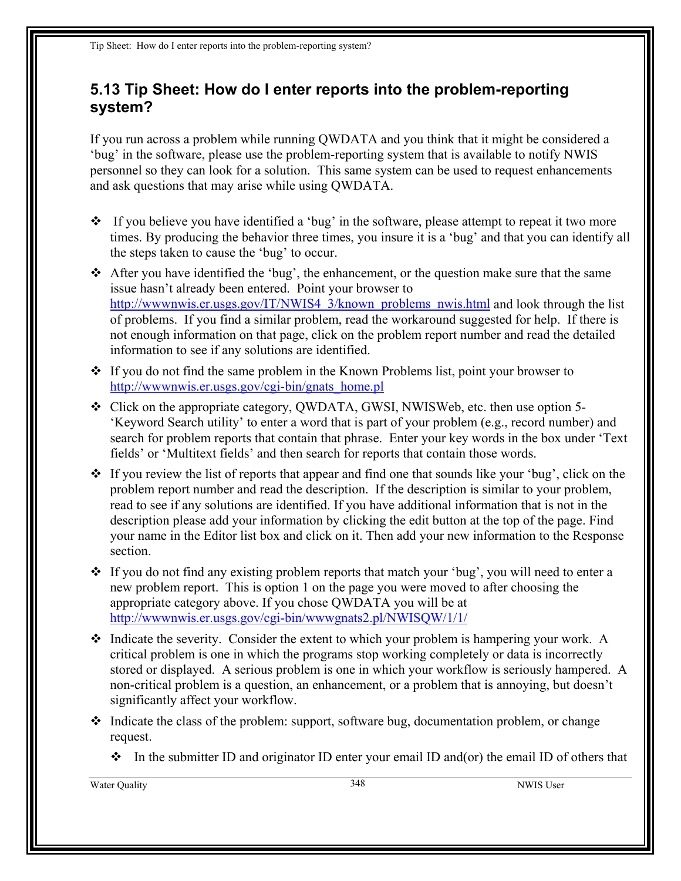## 5.13 Tip Sheet: How do I enter reports into the problem-reporting system?

If you run across a problem while running QWDATA and you think that it might be considered a 'bug' in the software, please use the problem-reporting system that is available to notify NWIS personnel so they can look for a solution. This same system can be used to request enhancements and ask questions that may arise while using QWDATA.

- If you believe you have identified a 'bug' in the software, please attempt to repeat it two more times. By producing the behavior three times, you insure it is a 'bug' and that you can identify all the steps taken to cause the 'bug' to occur.
- After you have identified the 'bug', the enhancement, or the question make sure that the same issue hasn't already been entered. Point your browser to http://wwwnwis.er.usgs.gov/IT/NWIS4_3/known_problems_nwis.html and look through the list of problems. If you find a similar problem, read the workaround suggested for help. If there is not enough information on that page, click on the problem report number and read the detailed information to see if any solutions are identified.
- If you do not find the same problem in the Known Problems list, point your browser to http://wwwnwis.er.usgs.gov/cgi-bin/gnats_home.pl
- Click on the appropriate category, QWDATA, GWSI, NWISWeb, etc. then use option 5-'Keyword Search utility' to enter a word that is part of your problem (e.g., record number) and search for problem reports that contain that phrase. Enter your key words in the box under 'Text fields' or 'Multitext fields' and then search for reports that contain those words.
- If you review the list of reports that appear and find one that sounds like your 'bug', click on the problem report number and read the description. If the description is similar to your problem, read to see if any solutions are identified. If you have additional information that is not in the description please add your information by clicking the edit button at the top of the page. Find your name in the Editor list box and click on it. Then add your new information to the Response section.
- If you do not find any existing problem reports that match your 'bug', you will need to enter a new problem report. This is option 1 on the page you were moved to after choosing the appropriate category above. If you chose QWDATA you will be at http://wwwnwis.er.usgs.gov/cgi-bin/wwwgnats2.pl/NWISQW/1/1/
- Indicate the severity. Consider the extent to which your problem is hampering your work. A critical problem is one in which the programs stop working completely or data is incorrectly stored or displayed. A serious problem is one in which your workflow is seriously hampered. A non-critical problem is a question, an enhancement, or a problem that is annoying, but doesn't significantly affect your workflow.
- Indicate the class of the problem: support, software bug, documentation problem, or change request.
  - In the submitter ID and originator ID enter your email ID and(or) the email ID of others that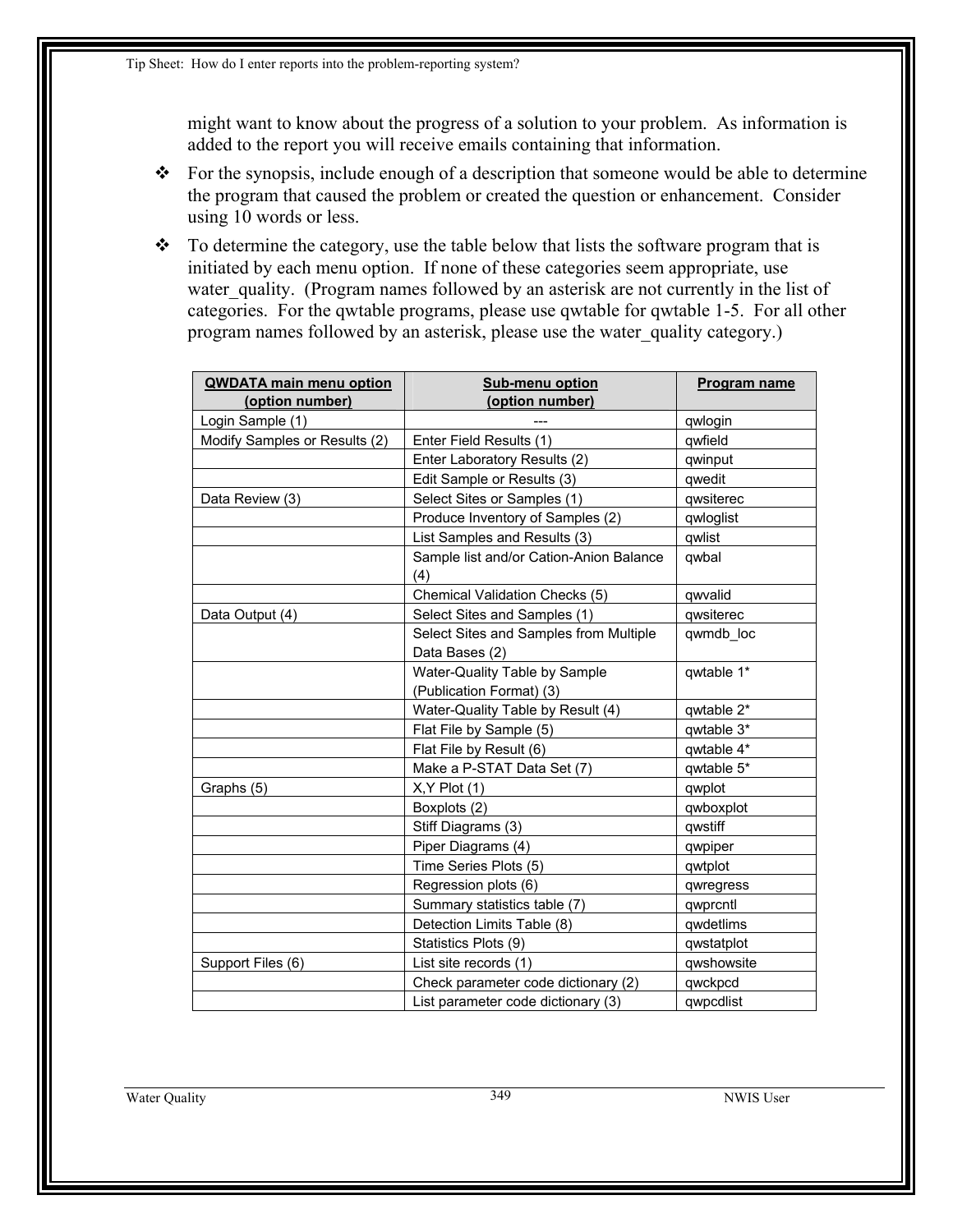might want to know about the progress of a solution to your problem. As information is added to the report you will receive emails containing that information.

- For the synopsis, include enough of a description that someone would be able to determine the program that caused the problem or created the question or enhancement. Consider using 10 words or less.
- To determine the category, use the table below that lists the software program that is initiated by each menu option. If none of these categories seem appropriate, use water_quality. (Program names followed by an asterisk are not currently in the list of categories. For the qwtable programs, please use qwtable for qwtable 1-5. For all other program names followed by an asterisk, please use the water_quality category.)

| QWDATA main menu option (option number) | Sub-menu option (option number) | Program name |
|---|---|---|
| Login Sample (1) | --- | qwlogin |
| Modify Samples or Results (2) | Enter Field Results (1) | qwfield |
| | Enter Laboratory Results (2) | qwinput |
| | Edit Sample or Results (3) | qwedit |
| Data Review (3) | Select Sites or Samples (1) | qwsiterec |
| | Produce Inventory of Samples (2) | qwloglist |
| | List Samples and Results (3) | qwlist |
| | Sample list and/or Cation-Anion Balance (4) | qwbal |
| | Chemical Validation Checks (5) | qwvalid |
| Data Output (4) | Select Sites and Samples (1) | qwsiterec |
| | Select Sites and Samples from Multiple Data Bases (2) | qwmdb_loc |
| | Water-Quality Table by Sample (Publication Format) (3) | qwtable 1* |
| | Water-Quality Table by Result (4) | qwtable 2* |
| | Flat File by Sample (5) | qwtable 3* |
| | Flat File by Result (6) | qwtable 4* |
| | Make a P-STAT Data Set (7) | qwtable 5* |
| Graphs (5) | X,Y Plot (1) | qwplot |
| | Boxplots (2) | qwboxplot |
| | Stiff Diagrams (3) | qwstiff |
| | Piper Diagrams (4) | qwpiper |
| | Time Series Plots (5) | qwtplot |
| | Regression plots (6) | qwregress |
| | Summary statistics table (7) | qwprcntl |
| | Detection Limits Table (8) | qwdetlims |
| | Statistics Plots (9) | qwstatplot |
| Support Files (6) | List site records (1) | qwshowsite |
| | Check parameter code dictionary (2) | qwckpcd |
| | List parameter code dictionary (3) | qwpcdlist |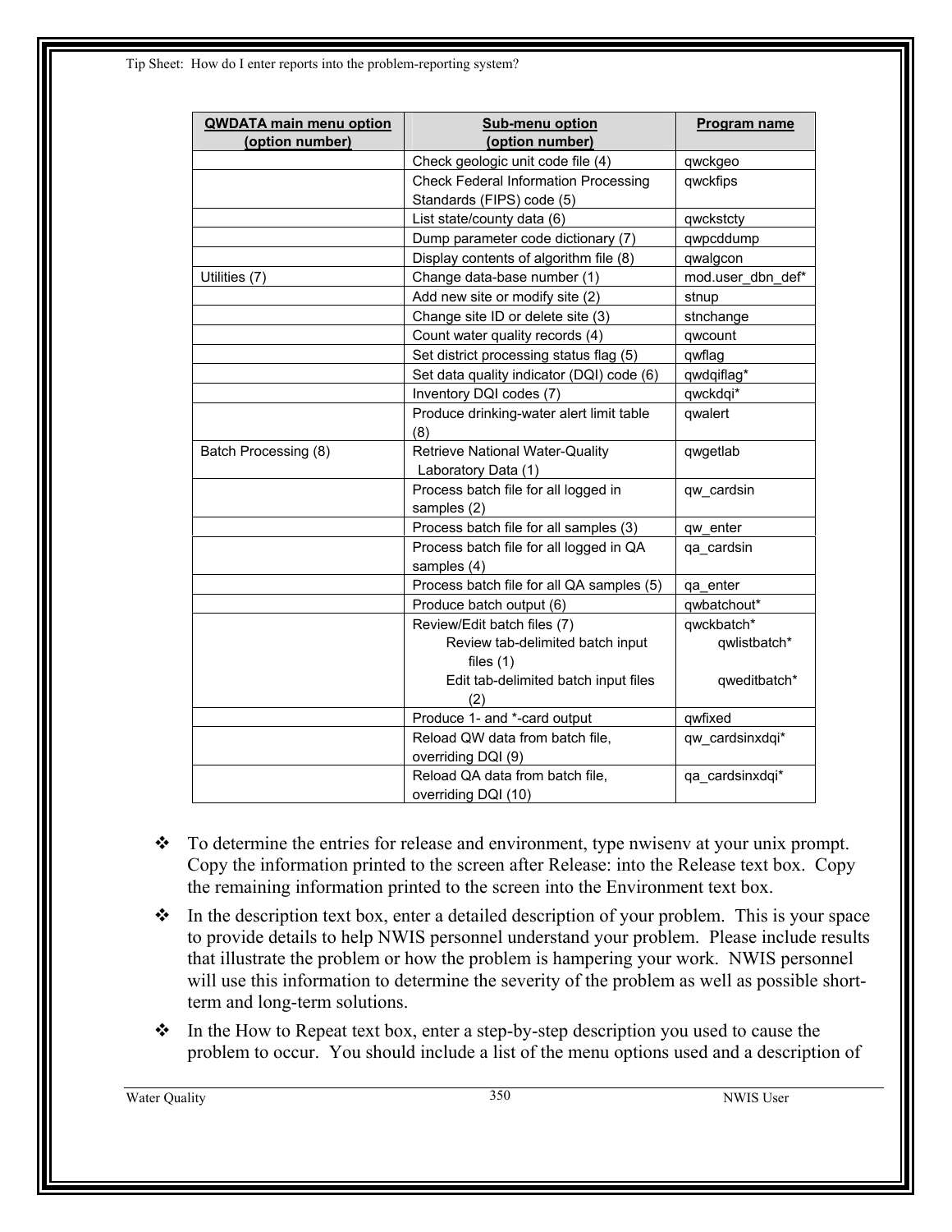| QWDATA main menu option (option number) | Sub-menu option (option number) | Program name |
|---|---|---|
| | Check geologic unit code file (4) | qwckgeo |
| | Check Federal Information Processing Standards (FIPS) code (5) | qwckfips |
| | List state/county data (6) | qwckstcty |
| | Dump parameter code dictionary (7) | qwpcddump |
| | Display contents of algorithm file (8) | qwalgcon |
| Utilities (7) | Change data-base number (1) | mod.user_dbn_def* |
| | Add new site or modify site (2) | stnup |
| | Change site ID or delete site (3) | stnchange |
| | Count water quality records (4) | qwcount |
| | Set district processing status flag (5) | qwflag |
| | Set data quality indicator (DQI) code (6) | qwdqiflag* |
| | Inventory DQI codes (7) | qwckdqi* |
| | Produce drinking-water alert limit table (8) | qwalert |
| Batch Processing (8) | Retrieve National Water-Quality Laboratory Data (1) | qwgetlab |
| | Process batch file for all logged in samples (2) | qw_cardsin |
| | Process batch file for all samples (3) | qw_enter |
| | Process batch file for all logged in QA samples (4) | qa_cardsin |
| | Process batch file for all QA samples (5) | qa_enter |
| | Produce batch output (6) | qwbatchout* |
| | Review/Edit batch files (7)<br>Review tab-delimited batch input files (1)<br>Edit tab-delimited batch input files (2) | qwckbatch*<br>qwlistbatch*<br>qweditbatch* |
| | Produce 1- and *-card output | qwfixed |
| | Reload QW data from batch file, overriding DQI (9) | qw_cardsinxdqi* |
| | Reload QA data from batch file, overriding DQI (10) | qa_cardsinxdqi* |

- To determine the entries for release and environment, type nwisenv at your unix prompt. Copy the information printed to the screen after Release: into the Release text box. Copy the remaining information printed to the screen into the Environment text box.
- In the description text box, enter a detailed description of your problem. This is your space to provide details to help NWIS personnel understand your problem. Please include results that illustrate the problem or how the problem is hampering your work. NWIS personnel will use this information to determine the severity of the problem as well as possible short-term and long-term solutions.
- In the How to Repeat text box, enter a step-by-step description you used to cause the problem to occur. You should include a list of the menu options used and a description of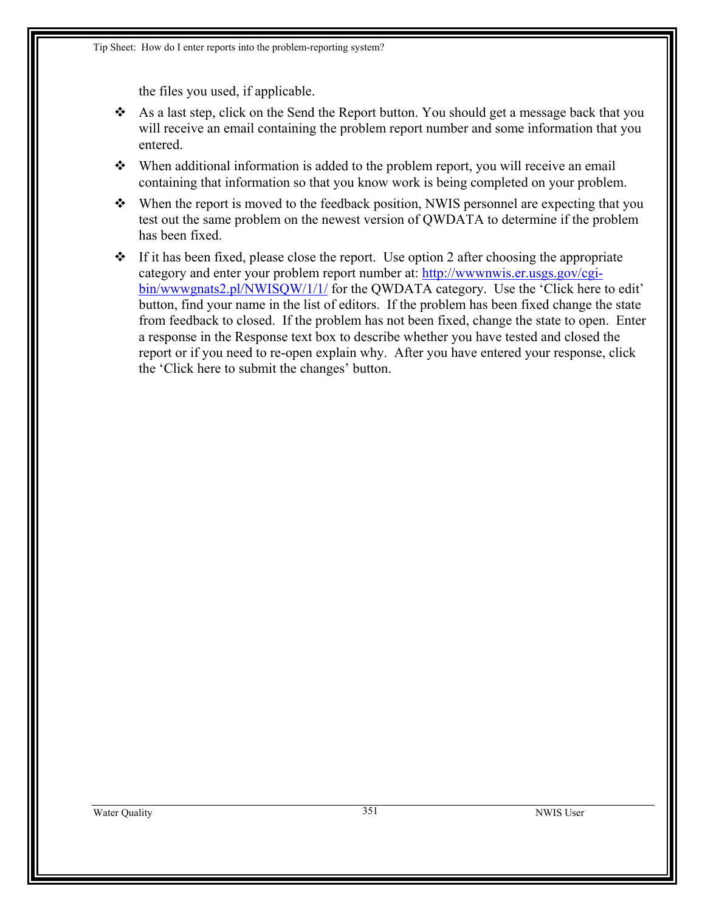the files you used, if applicable.

- As a last step, click on the Send the Report button. You should get a message back that you will receive an email containing the problem report number and some information that you entered.
- When additional information is added to the problem report, you will receive an email containing that information so that you know work is being completed on your problem.
- When the report is moved to the feedback position, NWIS personnel are expecting that you test out the same problem on the newest version of QWDATA to determine if the problem has been fixed.
- If it has been fixed, please close the report. Use option 2 after choosing the appropriate category and enter your problem report number at: http://wwwnwis.er.usgs.gov/cgi-bin/wwwgnats2.pl/NWISQW/1/1/ for the QWDATA category. Use the 'Click here to edit' button, find your name in the list of editors. If the problem has been fixed change the state from feedback to closed. If the problem has not been fixed, change the state to open. Enter a response in the Response text box to describe whether you have tested and closed the report or if you need to re-open explain why. After you have entered your response, click the 'Click here to submit the changes' button.